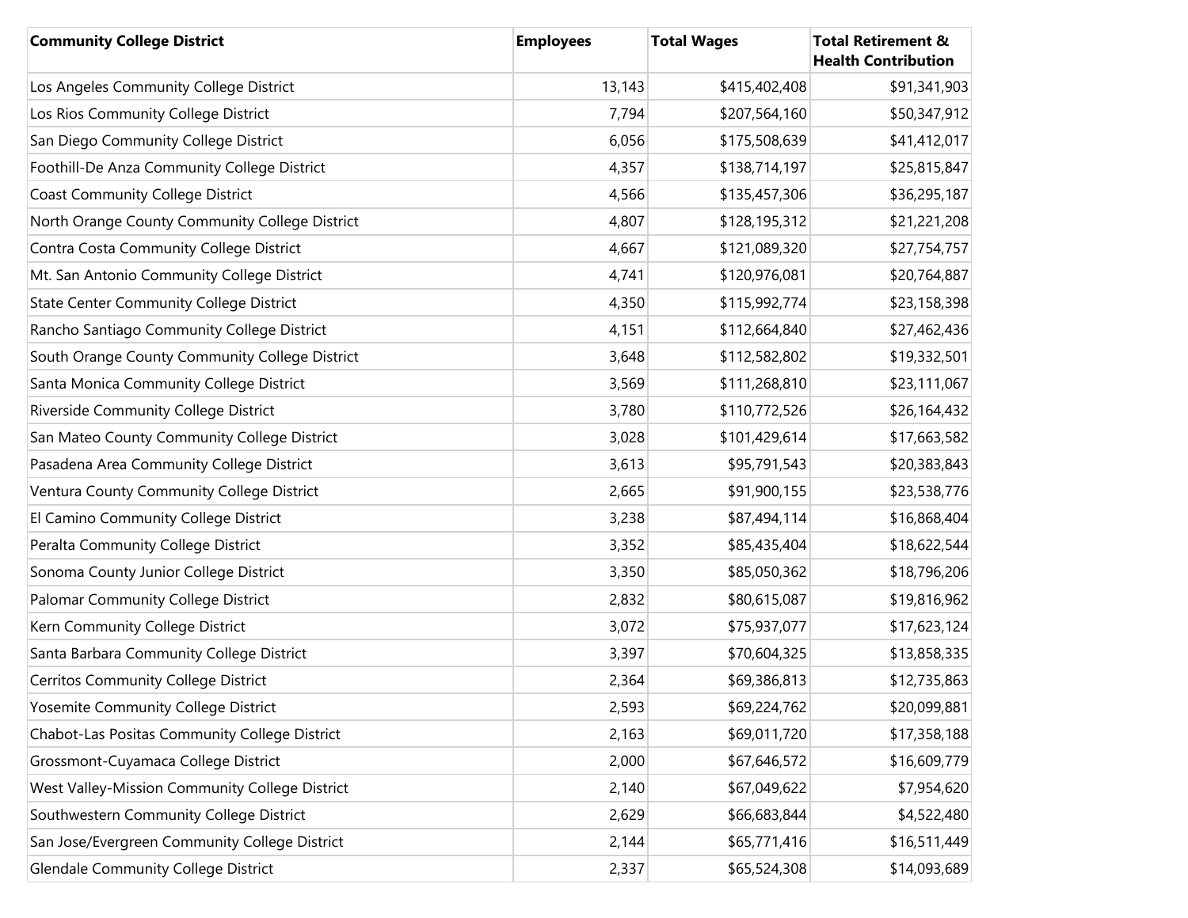| Community College District | Employees | Total Wages | Total Retirement & Health Contribution |
|---|---|---|---|
| Los Angeles Community College District | 13,143 | $415,402,408 | $91,341,903 |
| Los Rios Community College District | 7,794 | $207,564,160 | $50,347,912 |
| San Diego Community College District | 6,056 | $175,508,639 | $41,412,017 |
| Foothill-De Anza Community College District | 4,357 | $138,714,197 | $25,815,847 |
| Coast Community College District | 4,566 | $135,457,306 | $36,295,187 |
| North Orange County Community College District | 4,807 | $128,195,312 | $21,221,208 |
| Contra Costa Community College District | 4,667 | $121,089,320 | $27,754,757 |
| Mt. San Antonio Community College District | 4,741 | $120,976,081 | $20,764,887 |
| State Center Community College District | 4,350 | $115,992,774 | $23,158,398 |
| Rancho Santiago Community College District | 4,151 | $112,664,840 | $27,462,436 |
| South Orange County Community College District | 3,648 | $112,582,802 | $19,332,501 |
| Santa Monica Community College District | 3,569 | $111,268,810 | $23,111,067 |
| Riverside Community College District | 3,780 | $110,772,526 | $26,164,432 |
| San Mateo County Community College District | 3,028 | $101,429,614 | $17,663,582 |
| Pasadena Area Community College District | 3,613 | $95,791,543 | $20,383,843 |
| Ventura County Community College District | 2,665 | $91,900,155 | $23,538,776 |
| El Camino Community College District | 3,238 | $87,494,114 | $16,868,404 |
| Peralta Community College District | 3,352 | $85,435,404 | $18,622,544 |
| Sonoma County Junior College District | 3,350 | $85,050,362 | $18,796,206 |
| Palomar Community College District | 2,832 | $80,615,087 | $19,816,962 |
| Kern Community College District | 3,072 | $75,937,077 | $17,623,124 |
| Santa Barbara Community College District | 3,397 | $70,604,325 | $13,858,335 |
| Cerritos Community College District | 2,364 | $69,386,813 | $12,735,863 |
| Yosemite Community College District | 2,593 | $69,224,762 | $20,099,881 |
| Chabot-Las Positas Community College District | 2,163 | $69,011,720 | $17,358,188 |
| Grossmont-Cuyamaca College District | 2,000 | $67,646,572 | $16,609,779 |
| West Valley-Mission Community College District | 2,140 | $67,049,622 | $7,954,620 |
| Southwestern Community College District | 2,629 | $66,683,844 | $4,522,480 |
| San Jose/Evergreen Community College District | 2,144 | $65,771,416 | $16,511,449 |
| Glendale Community College District | 2,337 | $65,524,308 | $14,093,689 |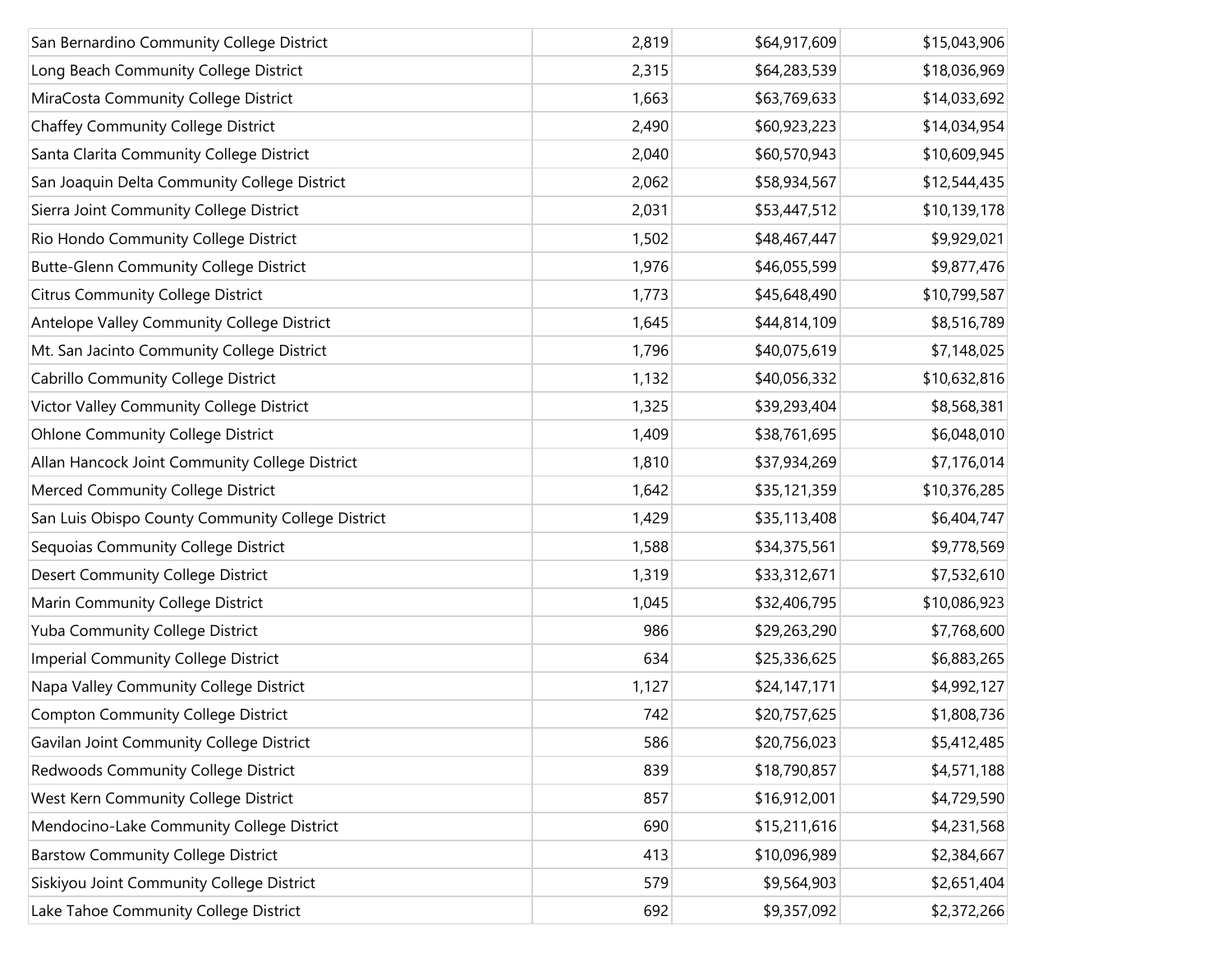| | | | |
|---|---|---|---|
| San Bernardino Community College District | 2,819 | $64,917,609 | $15,043,906 |
| Long Beach Community College District | 2,315 | $64,283,539 | $18,036,969 |
| MiraCosta Community College District | 1,663 | $63,769,633 | $14,033,692 |
| Chaffey Community College District | 2,490 | $60,923,223 | $14,034,954 |
| Santa Clarita Community College District | 2,040 | $60,570,943 | $10,609,945 |
| San Joaquin Delta Community College District | 2,062 | $58,934,567 | $12,544,435 |
| Sierra Joint Community College District | 2,031 | $53,447,512 | $10,139,178 |
| Rio Hondo Community College District | 1,502 | $48,467,447 | $9,929,021 |
| Butte-Glenn Community College District | 1,976 | $46,055,599 | $9,877,476 |
| Citrus Community College District | 1,773 | $45,648,490 | $10,799,587 |
| Antelope Valley Community College District | 1,645 | $44,814,109 | $8,516,789 |
| Mt. San Jacinto Community College District | 1,796 | $40,075,619 | $7,148,025 |
| Cabrillo Community College District | 1,132 | $40,056,332 | $10,632,816 |
| Victor Valley Community College District | 1,325 | $39,293,404 | $8,568,381 |
| Ohlone Community College District | 1,409 | $38,761,695 | $6,048,010 |
| Allan Hancock Joint Community College District | 1,810 | $37,934,269 | $7,176,014 |
| Merced Community College District | 1,642 | $35,121,359 | $10,376,285 |
| San Luis Obispo County Community College District | 1,429 | $35,113,408 | $6,404,747 |
| Sequoias Community College District | 1,588 | $34,375,561 | $9,778,569 |
| Desert Community College District | 1,319 | $33,312,671 | $7,532,610 |
| Marin Community College District | 1,045 | $32,406,795 | $10,086,923 |
| Yuba Community College District | 986 | $29,263,290 | $7,768,600 |
| Imperial Community College District | 634 | $25,336,625 | $6,883,265 |
| Napa Valley Community College District | 1,127 | $24,147,171 | $4,992,127 |
| Compton Community College District | 742 | $20,757,625 | $1,808,736 |
| Gavilan Joint Community College District | 586 | $20,756,023 | $5,412,485 |
| Redwoods Community College District | 839 | $18,790,857 | $4,571,188 |
| West Kern Community College District | 857 | $16,912,001 | $4,729,590 |
| Mendocino-Lake Community College District | 690 | $15,211,616 | $4,231,568 |
| Barstow Community College District | 413 | $10,096,989 | $2,384,667 |
| Siskiyou Joint Community College District | 579 | $9,564,903 | $2,651,404 |
| Lake Tahoe Community College District | 692 | $9,357,092 | $2,372,266 |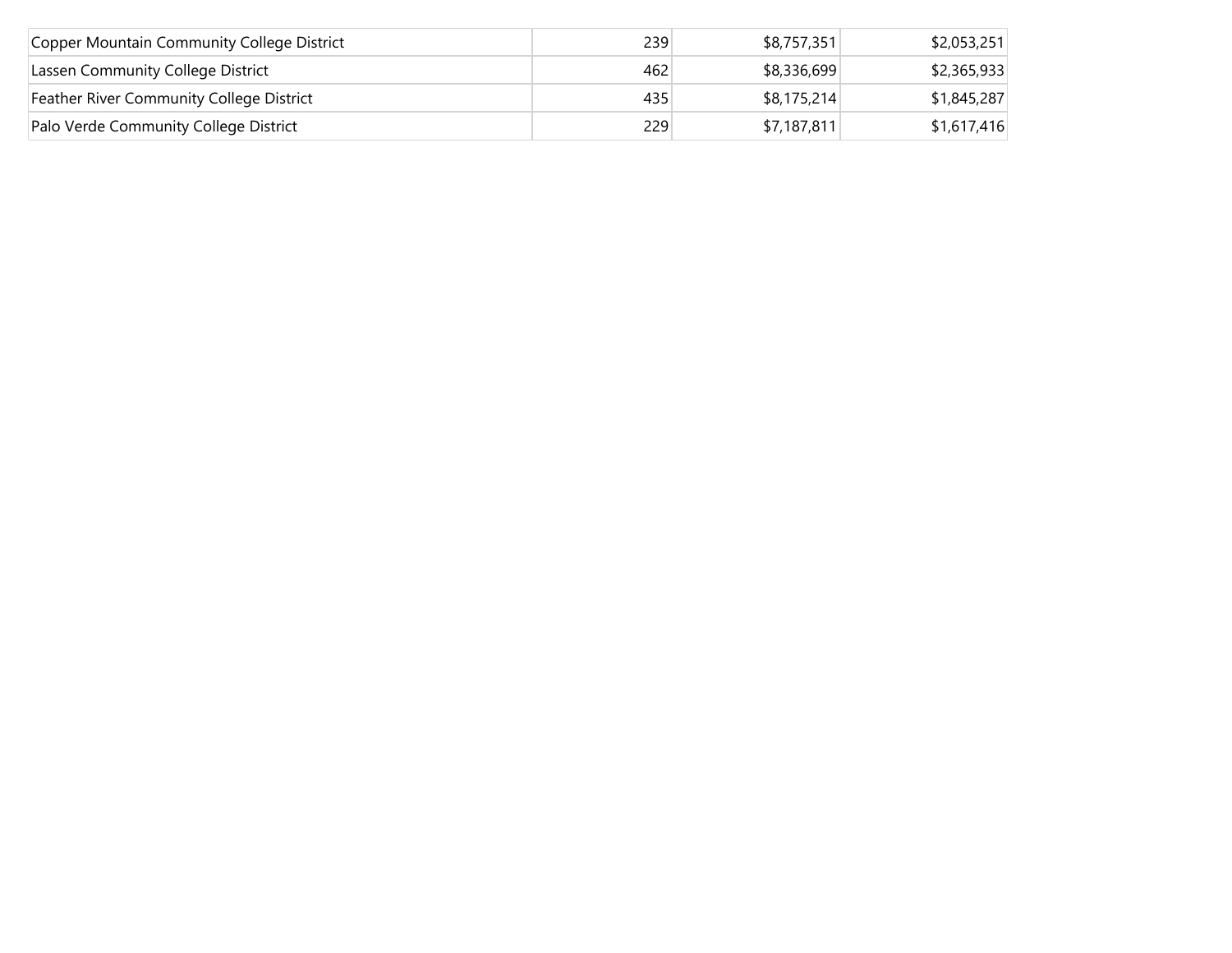| | | | |
|---|---|---|---|
| Copper Mountain Community College District | 239 | $8,757,351 | $2,053,251 |
| Lassen Community College District | 462 | $8,336,699 | $2,365,933 |
| Feather River Community College District | 435 | $8,175,214 | $1,845,287 |
| Palo Verde Community College District | 229 | $7,187,811 | $1,617,416 |